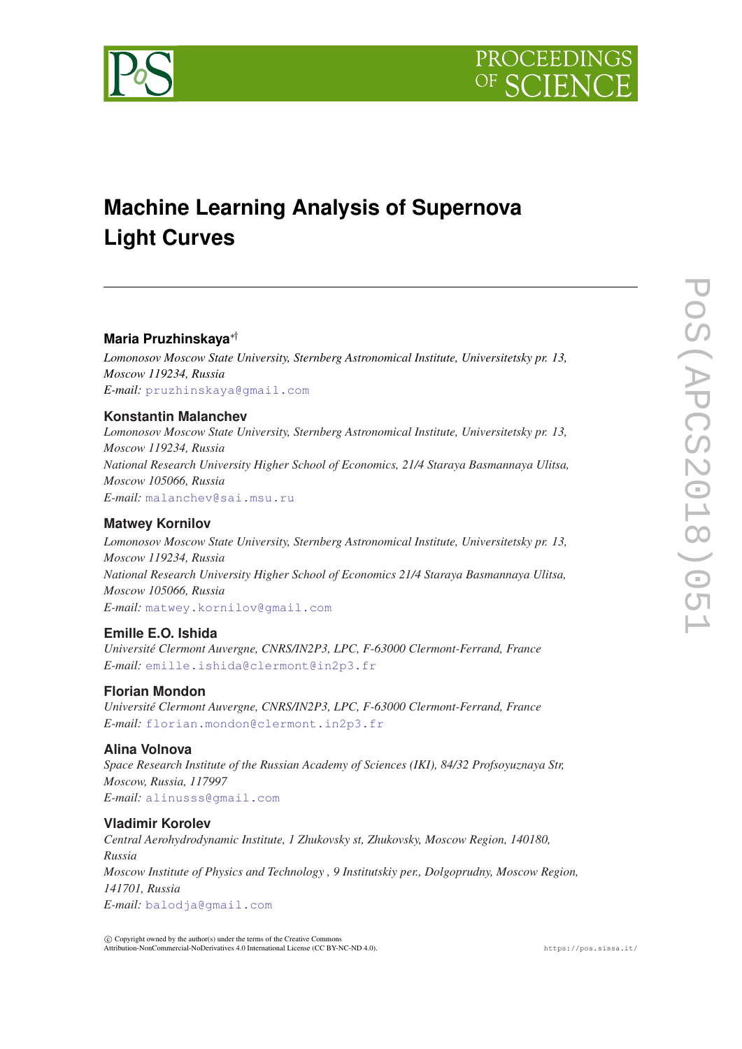# Machine Learning Analysis of Supernova Light Curves

**Maria Pruzhinskaya**[∗†]

*Lomonosov Moscow State University, Sternberg Astronomical Institute, Universitetsky pr. 13, Moscow 119234, Russia*
*E-mail:* pruzhinskaya@gmail.com

**Konstantin Malanchev**

*Lomonosov Moscow State University, Sternberg Astronomical Institute, Universitetsky pr. 13, Moscow 119234, Russia*
*National Research University Higher School of Economics, 21/4 Staraya Basmannaya Ulitsa, Moscow 105066, Russia*
*E-mail:* malanchev@sai.msu.ru

**Matwey Kornilov**

*Lomonosov Moscow State University, Sternberg Astronomical Institute, Universitetsky pr. 13, Moscow 119234, Russia*
*National Research University Higher School of Economics 21/4 Staraya Basmannaya Ulitsa, Moscow 105066, Russia*
*E-mail:* matwey.kornilov@gmail.com

**Emille E.O. Ishida**

*Université Clermont Auvergne, CNRS/IN2P3, LPC, F-63000 Clermont-Ferrand, France*
*E-mail:* emille.ishida@clermont@in2p3.fr

**Florian Mondon**

*Université Clermont Auvergne, CNRS/IN2P3, LPC, F-63000 Clermont-Ferrand, France*
*E-mail:* florian.mondon@clermont.in2p3.fr

**Alina Volnova**

*Space Research Institute of the Russian Academy of Sciences (IKI), 84/32 Profsoyuznaya Str, Moscow, Russia, 117997*
*E-mail:* alinusss@gmail.com

**Vladimir Korolev**

*Central Aerohydrodynamic Institute, 1 Zhukovsky st, Zhukovsky, Moscow Region, 140180, Russia*
*Moscow Institute of Physics and Technology , 9 Institutskiy per., Dolgoprudny, Moscow Region, 141701, Russia*
*E-mail:* balodja@gmail.com

© Copyright owned by the author(s) under the terms of the Creative Commons Attribution-NonCommercial-NoDerivatives 4.0 International License (CC BY-NC-ND 4.0).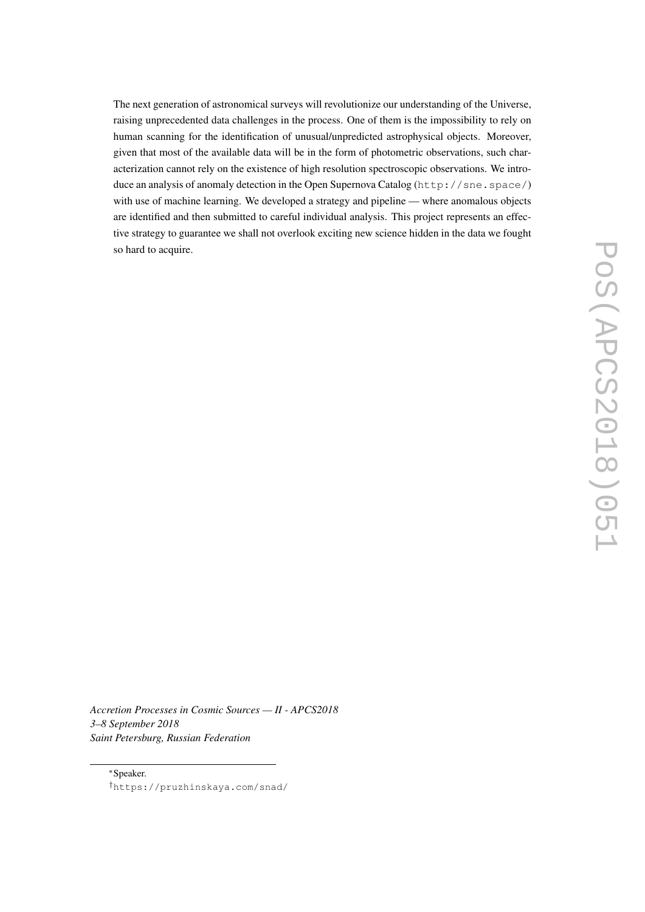The next generation of astronomical surveys will revolutionize our understanding of the Universe, raising unprecedented data challenges in the process. One of them is the impossibility to rely on human scanning for the identification of unusual/unpredicted astrophysical objects. Moreover, given that most of the available data will be in the form of photometric observations, such characterization cannot rely on the existence of high resolution spectroscopic observations. We introduce an analysis of anomaly detection in the Open Supernova Catalog (`http://sne.space/`) with use of machine learning. We developed a strategy and pipeline — where anomalous objects are identified and then submitted to careful individual analysis. This project represents an effective strategy to guarantee we shall not overlook exciting new science hidden in the data we fought so hard to acquire.

*Accretion Processes in Cosmic Sources — II - APCS2018*
*3–8 September 2018*
*Saint Petersburg, Russian Federation*

*Speaker.

†`https://pruzhinskaya.com/snad/`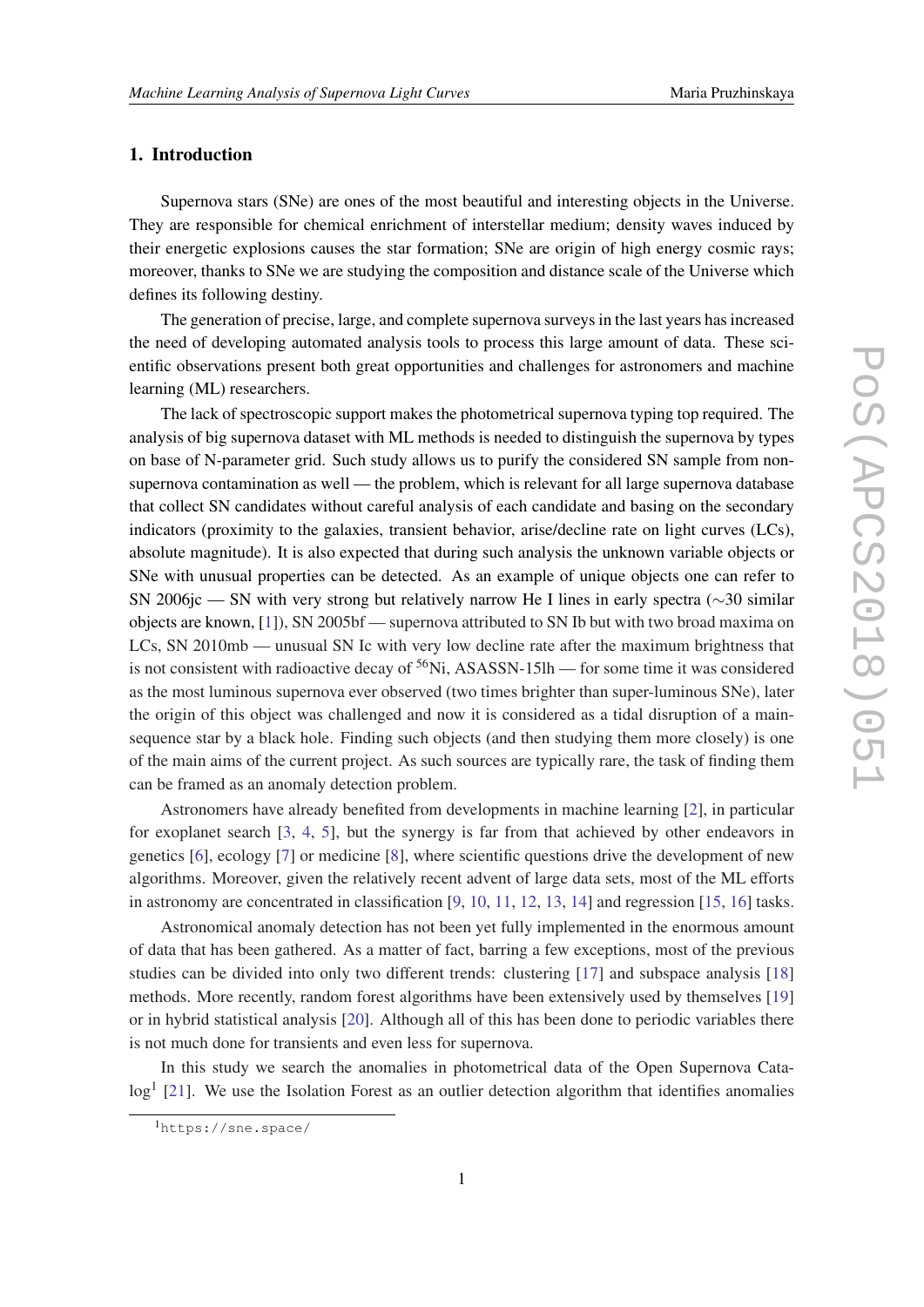## 1. Introduction

Supernova stars (SNe) are ones of the most beautiful and interesting objects in the Universe. They are responsible for chemical enrichment of interstellar medium; density waves induced by their energetic explosions causes the star formation; SNe are origin of high energy cosmic rays; moreover, thanks to SNe we are studying the composition and distance scale of the Universe which defines its following destiny.

The generation of precise, large, and complete supernova surveys in the last years has increased the need of developing automated analysis tools to process this large amount of data. These scientific observations present both great opportunities and challenges for astronomers and machine learning (ML) researchers.

The lack of spectroscopic support makes the photometrical supernova typing top required. The analysis of big supernova dataset with ML methods is needed to distinguish the supernova by types on base of N-parameter grid. Such study allows us to purify the considered SN sample from non-supernova contamination as well — the problem, which is relevant for all large supernova database that collect SN candidates without careful analysis of each candidate and basing on the secondary indicators (proximity to the galaxies, transient behavior, arise/decline rate on light curves (LCs), absolute magnitude). It is also expected that during such analysis the unknown variable objects or SNe with unusual properties can be detected. As an example of unique objects one can refer to SN 2006jc — SN with very strong but relatively narrow He I lines in early spectra ($\sim$30 similar objects are known, [1]), SN 2005bf — supernova attributed to SN Ib but with two broad maxima on LCs, SN 2010mb — unusual SN Ic with very low decline rate after the maximum brightness that is not consistent with radioactive decay of $^{56}$Ni, ASASSN-15lh — for some time it was considered as the most luminous supernova ever observed (two times brighter than super-luminous SNe), later the origin of this object was challenged and now it is considered as a tidal disruption of a main-sequence star by a black hole. Finding such objects (and then studying them more closely) is one of the main aims of the current project. As such sources are typically rare, the task of finding them can be framed as an anomaly detection problem.

Astronomers have already benefited from developments in machine learning [2], in particular for exoplanet search [3, 4, 5], but the synergy is far from that achieved by other endeavors in genetics [6], ecology [7] or medicine [8], where scientific questions drive the development of new algorithms. Moreover, given the relatively recent advent of large data sets, most of the ML efforts in astronomy are concentrated in classification [9, 10, 11, 12, 13, 14] and regression [15, 16] tasks.

Astronomical anomaly detection has not been yet fully implemented in the enormous amount of data that has been gathered. As a matter of fact, barring a few exceptions, most of the previous studies can be divided into only two different trends: clustering [17] and subspace analysis [18] methods. More recently, random forest algorithms have been extensively used by themselves [19] or in hybrid statistical analysis [20]. Although all of this has been done to periodic variables there is not much done for transients and even less for supernova.

In this study we search the anomalies in photometrical data of the Open Supernova Catalog[1] [21]. We use the Isolation Forest as an outlier detection algorithm that identifies anomalies

[1] https://sne.space/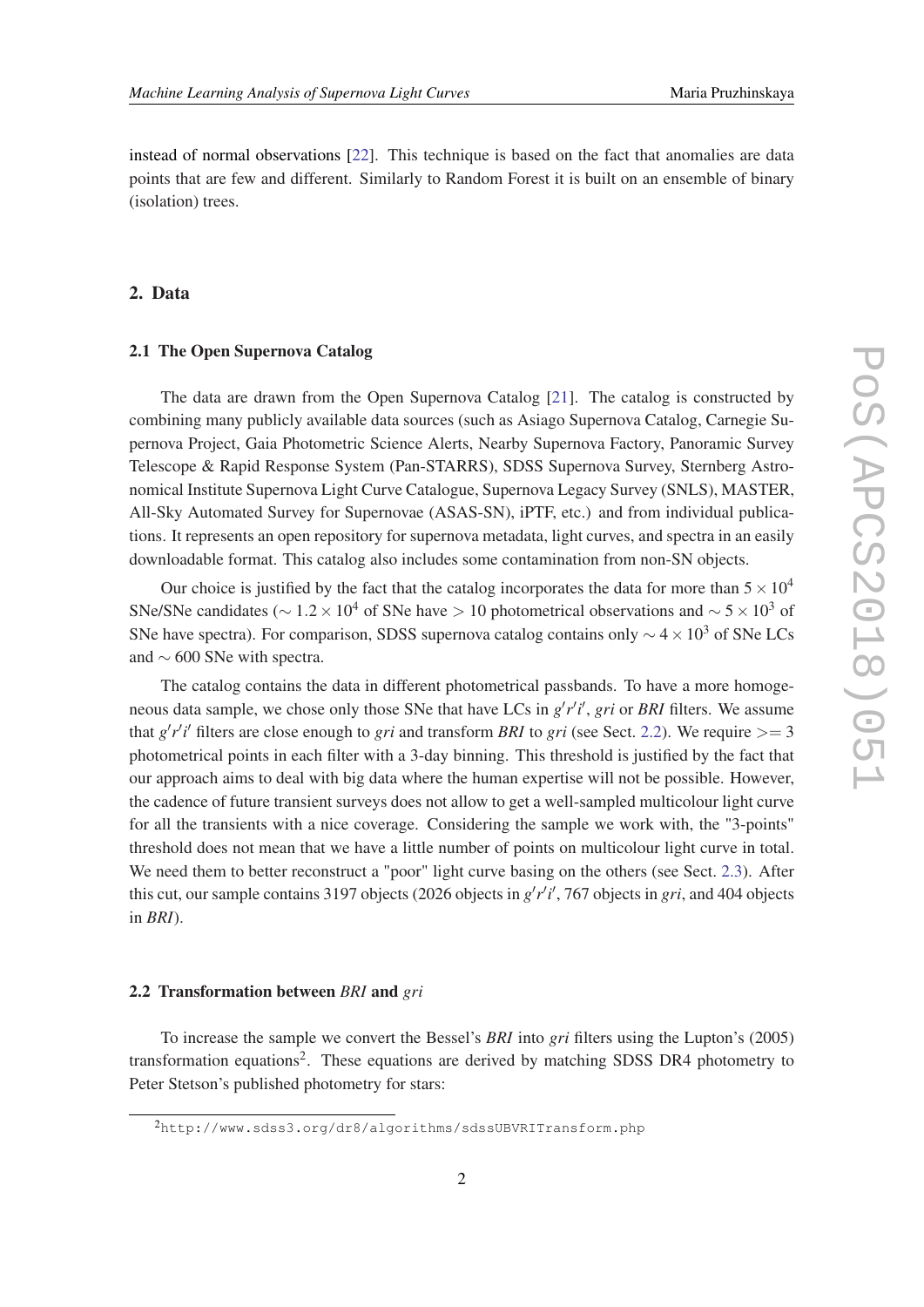instead of normal observations [22]. This technique is based on the fact that anomalies are data points that are few and different. Similarly to Random Forest it is built on an ensemble of binary (isolation) trees.

## 2. Data

### 2.1 The Open Supernova Catalog

The data are drawn from the Open Supernova Catalog [21]. The catalog is constructed by combining many publicly available data sources (such as Asiago Supernova Catalog, Carnegie Supernova Project, Gaia Photometric Science Alerts, Nearby Supernova Factory, Panoramic Survey Telescope & Rapid Response System (Pan-STARRS), SDSS Supernova Survey, Sternberg Astronomical Institute Supernova Light Curve Catalogue, Supernova Legacy Survey (SNLS), MASTER, All-Sky Automated Survey for Supernovae (ASAS-SN), iPTF, etc.) and from individual publications. It represents an open repository for supernova metadata, light curves, and spectra in an easily downloadable format. This catalog also includes some contamination from non-SN objects.

Our choice is justified by the fact that the catalog incorporates the data for more than $5 \times 10^4$ SNe/SNe candidates ($\sim 1.2 \times 10^4$ of SNe have $> 10$ photometrical observations and $\sim 5 \times 10^3$ of SNe have spectra). For comparison, SDSS supernova catalog contains only $\sim 4 \times 10^3$ of SNe LCs and $\sim 600$ SNe with spectra.

The catalog contains the data in different photometrical passbands. To have a more homogeneous data sample, we chose only those SNe that have LCs in $g'r'i'$, *gri* or *BRI* filters. We assume that $g'r'i'$ filters are close enough to *gri* and transform *BRI* to *gri* (see Sect. 2.2). We require $>= 3$ photometrical points in each filter with a 3-day binning. This threshold is justified by the fact that our approach aims to deal with big data where the human expertise will not be possible. However, the cadence of future transient surveys does not allow to get a well-sampled multicolour light curve for all the transients with a nice coverage. Considering the sample we work with, the "3-points" threshold does not mean that we have a little number of points on multicolour light curve in total. We need them to better reconstruct a "poor" light curve basing on the others (see Sect. 2.3). After this cut, our sample contains 3197 objects (2026 objects in $g'r'i'$, 767 objects in *gri*, and 404 objects in *BRI*).

### 2.2 Transformation between *BRI* and *gri*

To increase the sample we convert the Bessel's *BRI* into *gri* filters using the Lupton's (2005) transformation equations[2]. These equations are derived by matching SDSS DR4 photometry to Peter Stetson's published photometry for stars:

[2] http://www.sdss3.org/dr8/algorithms/sdssUBVRITransform.php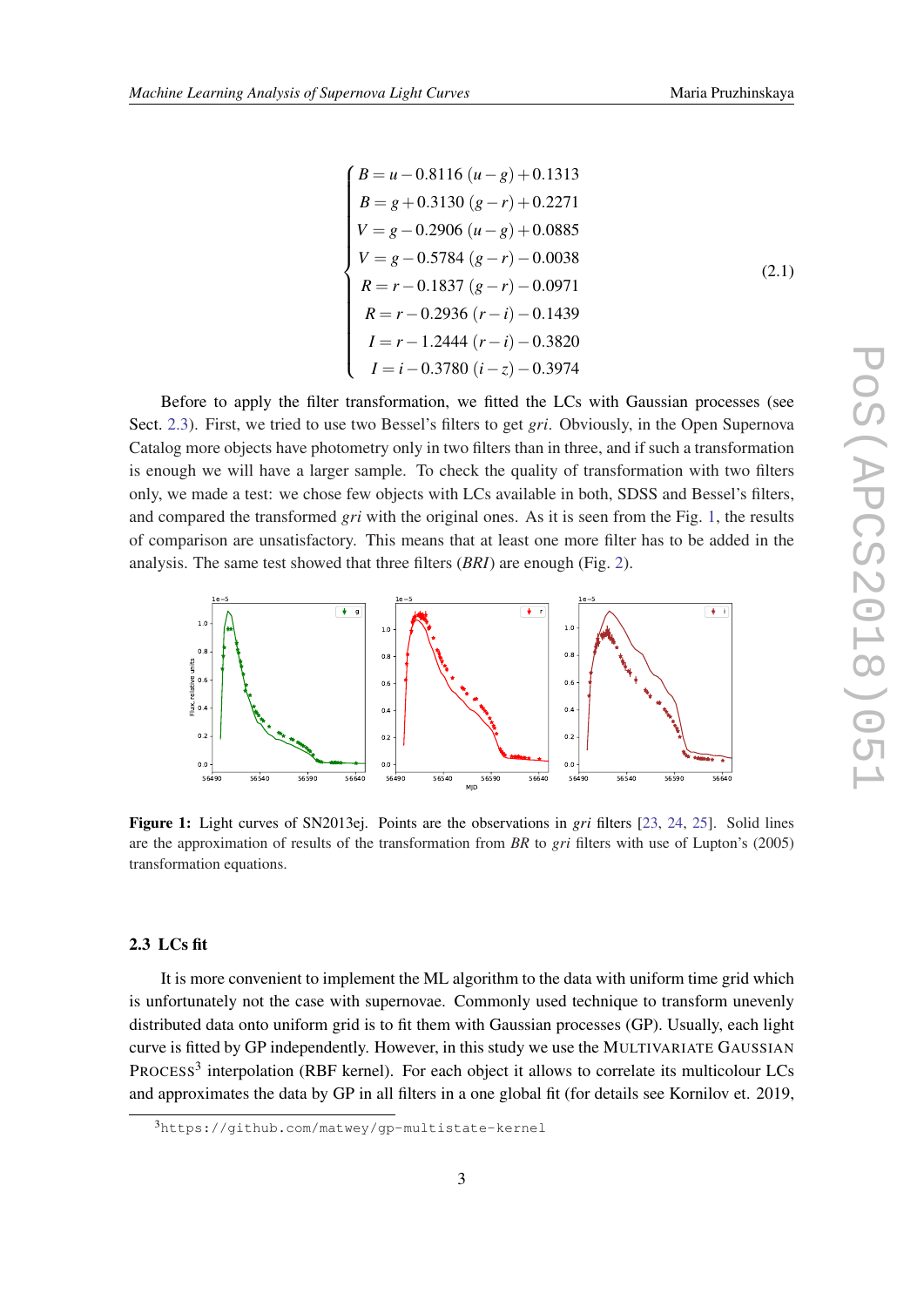$$
\begin{cases}
B = u - 0.8116\,(u-g) + 0.1313 \\
B = g + 0.3130\,(g-r) + 0.2271 \\
V = g - 0.2906\,(u-g) + 0.0885 \\
V = g - 0.5784\,(g-r) - 0.0038 \\
R = r - 0.1837\,(g-r) - 0.0971 \\
R = r - 0.2936\,(r-i) - 0.1439 \\
I = r - 1.2444\,(r-i) - 0.3820 \\
I = i - 0.3780\,(i-z) - 0.3974
\end{cases}
\tag{2.1}
$$

Before to apply the filter transformation, we fitted the LCs with Gaussian processes (see Sect. 2.3). First, we tried to use two Bessel's filters to get *gri*. Obviously, in the Open Supernova Catalog more objects have photometry only in two filters than in three, and if such a transformation is enough we will have a larger sample. To check the quality of transformation with two filters only, we made a test: we chose few objects with LCs available in both, SDSS and Bessel's filters, and compared the transformed *gri* with the original ones. As it is seen from the Fig. 1, the results of comparison are unsatisfactory. This means that at least one more filter has to be added in the analysis. The same test showed that three filters (*BRI*) are enough (Fig. 2).

**Figure 1:** Light curves of SN2013ej. Points are the observations in *gri* filters [23, 24, 25]. Solid lines are the approximation of results of the transformation from *BR* to *gri* filters with use of Lupton's (2005) transformation equations.

### 2.3 LCs fit

It is more convenient to implement the ML algorithm to the data with uniform time grid which is unfortunately not the case with supernovae. Commonly used technique to transform unevenly distributed data onto uniform grid is to fit them with Gaussian processes (GP). Usually, each light curve is fitted by GP independently. However, in this study we use the MULTIVARIATE GAUSSIAN PROCESS[3] interpolation (RBF kernel). For each object it allows to correlate its multicolour LCs and approximates the data by GP in all filters in a one global fit (for details see Kornilov et. 2019,

[3] https://github.com/matwey/gp-multistate-kernel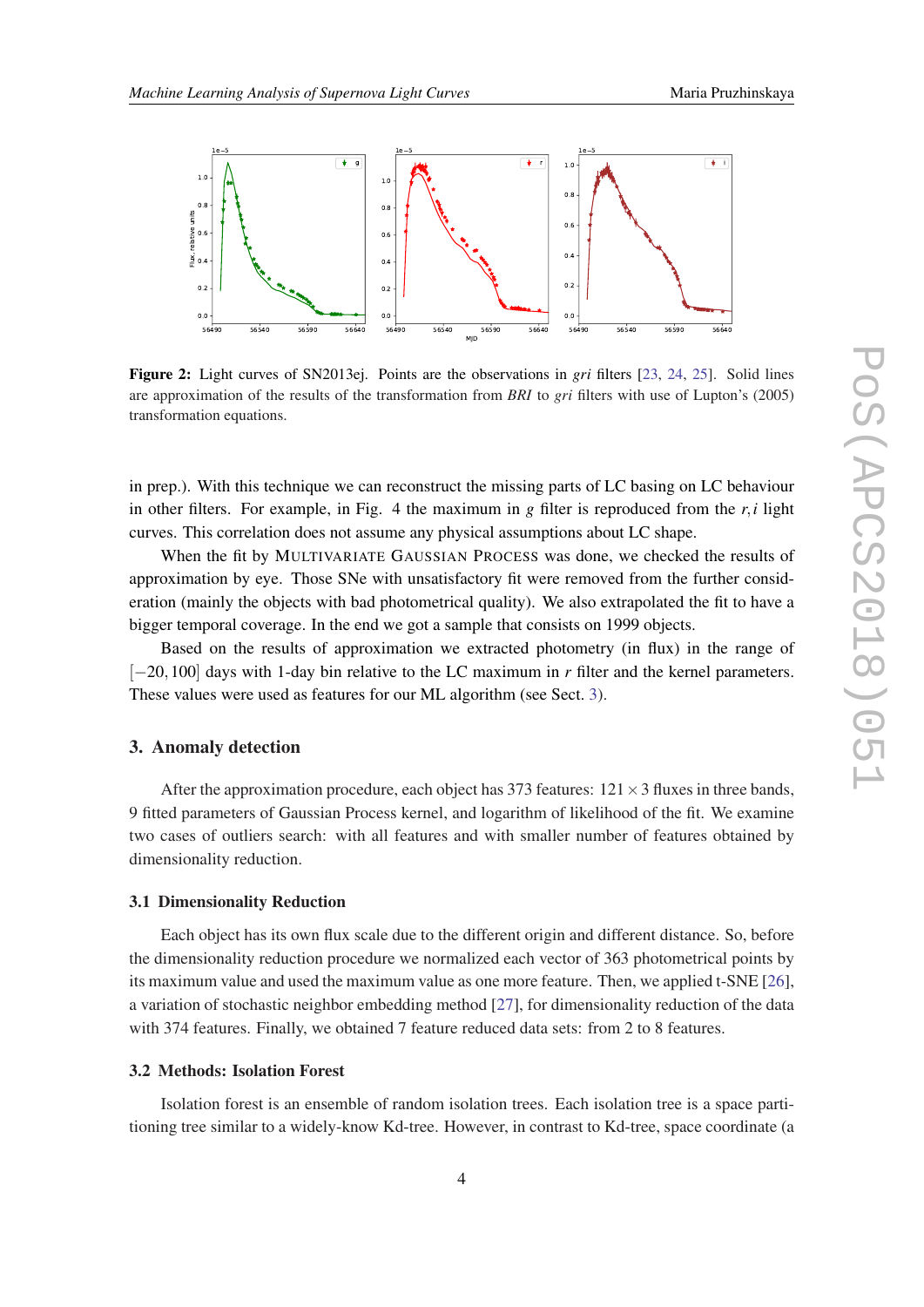**Figure 2:** Light curves of SN2013ej. Points are the observations in *gri* filters [23, 24, 25]. Solid lines are approximation of the results of the transformation from *BRI* to *gri* filters with use of Lupton's (2005) transformation equations.

in prep.). With this technique we can reconstruct the missing parts of LC basing on LC behaviour in other filters. For example, in Fig. 4 the maximum in $g$ filter is reproduced from the $r,i$ light curves. This correlation does not assume any physical assumptions about LC shape.

When the fit by MULTIVARIATE GAUSSIAN PROCESS was done, we checked the results of approximation by eye. Those SNe with unsatisfactory fit were removed from the further consideration (mainly the objects with bad photometrical quality). We also extrapolated the fit to have a bigger temporal coverage. In the end we got a sample that consists on 1999 objects.

Based on the results of approximation we extracted photometry (in flux) in the range of $[-20, 100]$ days with 1-day bin relative to the LC maximum in $r$ filter and the kernel parameters. These values were used as features for our ML algorithm (see Sect. 3).

## 3. Anomaly detection

After the approximation procedure, each object has 373 features: $121 \times 3$ fluxes in three bands, 9 fitted parameters of Gaussian Process kernel, and logarithm of likelihood of the fit. We examine two cases of outliers search: with all features and with smaller number of features obtained by dimensionality reduction.

### 3.1 Dimensionality Reduction

Each object has its own flux scale due to the different origin and different distance. So, before the dimensionality reduction procedure we normalized each vector of 363 photometrical points by its maximum value and used the maximum value as one more feature. Then, we applied t-SNE [26], a variation of stochastic neighbor embedding method [27], for dimensionality reduction of the data with 374 features. Finally, we obtained 7 feature reduced data sets: from 2 to 8 features.

### 3.2 Methods: Isolation Forest

Isolation forest is an ensemble of random isolation trees. Each isolation tree is a space partitioning tree similar to a widely-know Kd-tree. However, in contrast to Kd-tree, space coordinate (a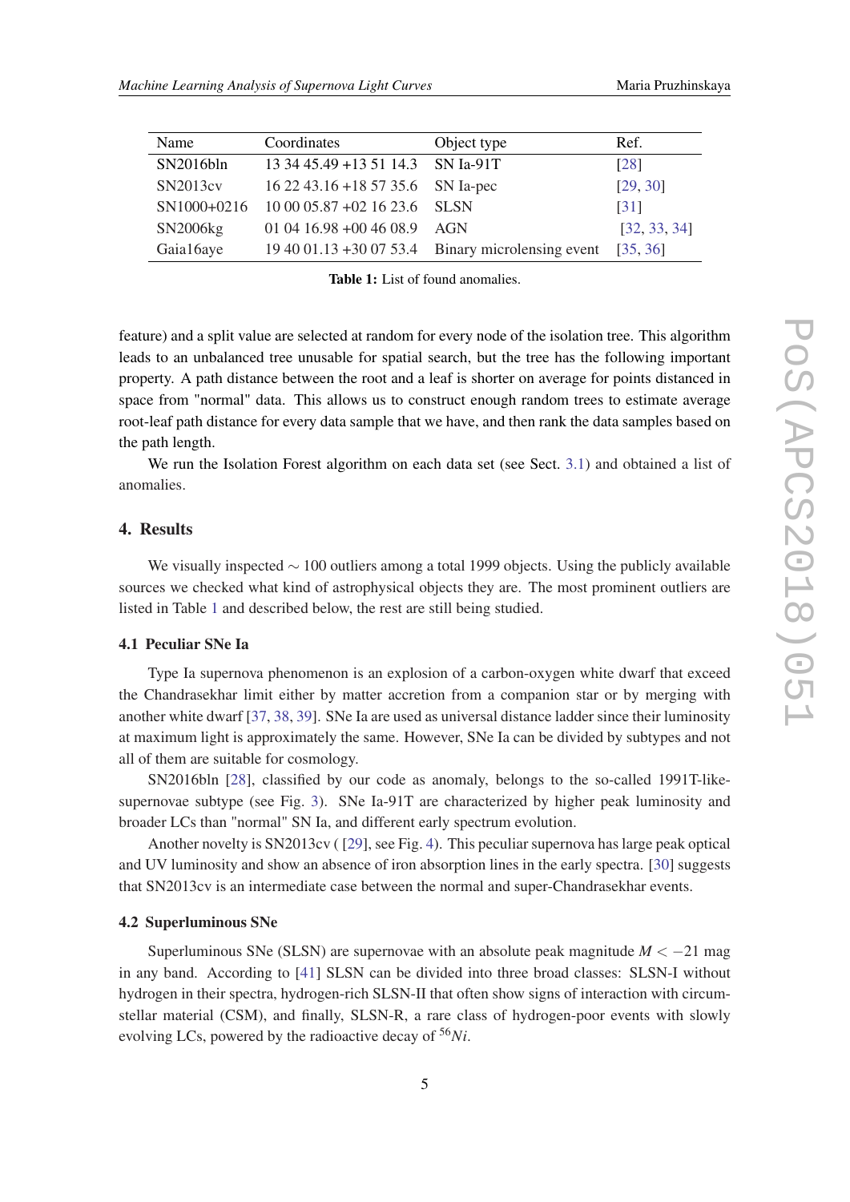| Name | Coordinates | Object type | Ref. |
|---|---|---|---|
| SN2016bln | 13 34 45.49 +13 51 14.3 | SN Ia-91T | [28] |
| SN2013cv | 16 22 43.16 +18 57 35.6 | SN Ia-pec | [29, 30] |
| SN1000+0216 | 10 00 05.87 +02 16 23.6 | SLSN | [31] |
| SN2006kg | 01 04 16.98 +00 46 08.9 | AGN | [32, 33, 34] |
| Gaia16aye | 19 40 01.13 +30 07 53.4 | Binary microlensing event | [35, 36] |

**Table 1:** List of found anomalies.

feature) and a split value are selected at random for every node of the isolation tree. This algorithm leads to an unbalanced tree unusable for spatial search, but the tree has the following important property. A path distance between the root and a leaf is shorter on average for points distanced in space from "normal" data. This allows us to construct enough random trees to estimate average root-leaf path distance for every data sample that we have, and then rank the data samples based on the path length.

We run the Isolation Forest algorithm on each data set (see Sect. 3.1) and obtained a list of anomalies.

## 4. Results

We visually inspected $\sim 100$ outliers among a total 1999 objects. Using the publicly available sources we checked what kind of astrophysical objects they are. The most prominent outliers are listed in Table 1 and described below, the rest are still being studied.

### 4.1 Peculiar SNe Ia

Type Ia supernova phenomenon is an explosion of a carbon-oxygen white dwarf that exceed the Chandrasekhar limit either by matter accretion from a companion star or by merging with another white dwarf [37, 38, 39]. SNe Ia are used as universal distance ladder since their luminosity at maximum light is approximately the same. However, SNe Ia can be divided by subtypes and not all of them are suitable for cosmology.

SN2016bln [28], classified by our code as anomaly, belongs to the so-called 1991T-like-supernovae subtype (see Fig. 3). SNe Ia-91T are characterized by higher peak luminosity and broader LCs than "normal" SN Ia, and different early spectrum evolution.

Another novelty is SN2013cv ( [29], see Fig. 4). This peculiar supernova has large peak optical and UV luminosity and show an absence of iron absorption lines in the early spectra. [30] suggests that SN2013cv is an intermediate case between the normal and super-Chandrasekhar events.

### 4.2 Superluminous SNe

Superluminous SNe (SLSN) are supernovae with an absolute peak magnitude $M < -21$ mag in any band. According to [41] SLSN can be divided into three broad classes: SLSN-I without hydrogen in their spectra, hydrogen-rich SLSN-II that often show signs of interaction with circumstellar material (CSM), and finally, SLSN-R, a rare class of hydrogen-poor events with slowly evolving LCs, powered by the radioactive decay of $^{56}Ni$.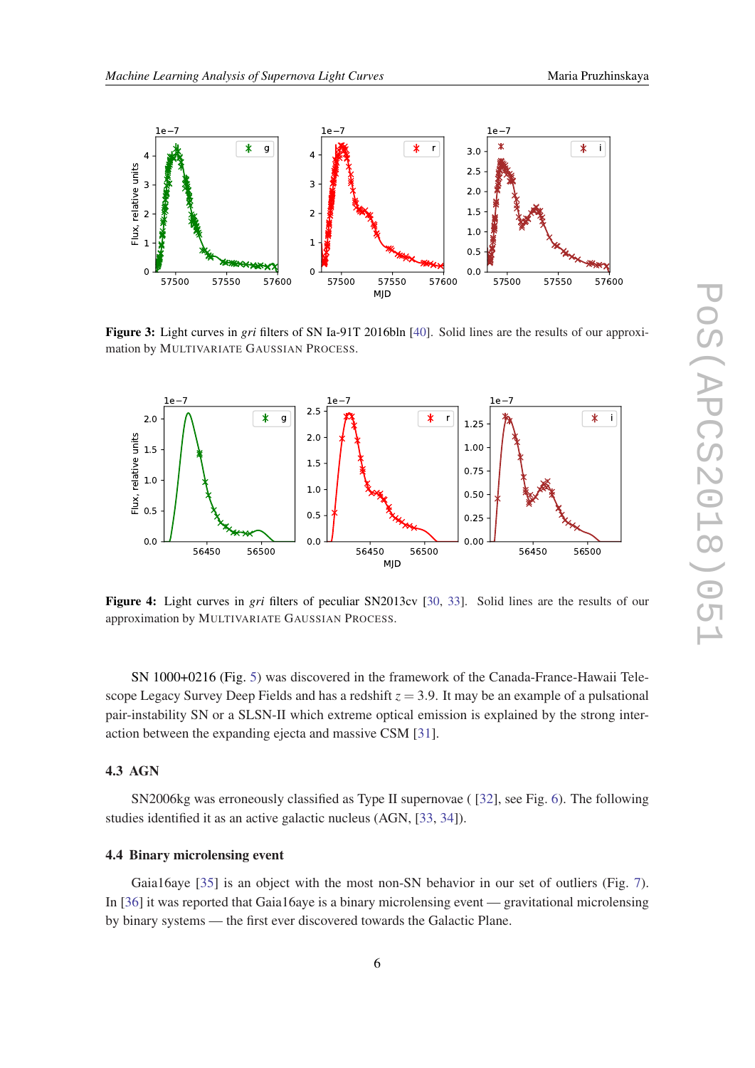**Figure 3:** Light curves in *gri* filters of SN Ia-91T 2016bln [40]. Solid lines are the results of our approximation by MULTIVARIATE GAUSSIAN PROCESS.

**Figure 4:** Light curves in *gri* filters of peculiar SN2013cv [30, 33]. Solid lines are the results of our approximation by MULTIVARIATE GAUSSIAN PROCESS.

SN 1000+0216 (Fig. 5) was discovered in the framework of the Canada-France-Hawaii Telescope Legacy Survey Deep Fields and has a redshift $z = 3.9$. It may be an example of a pulsational pair-instability SN or a SLSN-II which extreme optical emission is explained by the strong interaction between the expanding ejecta and massive CSM [31].

### 4.3 AGN

SN2006kg was erroneously classified as Type II supernovae ( [32], see Fig. 6). The following studies identified it as an active galactic nucleus (AGN, [33, 34]).

### 4.4 Binary microlensing event

Gaia16aye [35] is an object with the most non-SN behavior in our set of outliers (Fig. 7). In [36] it was reported that Gaia16aye is a binary microlensing event — gravitational microlensing by binary systems — the first ever discovered towards the Galactic Plane.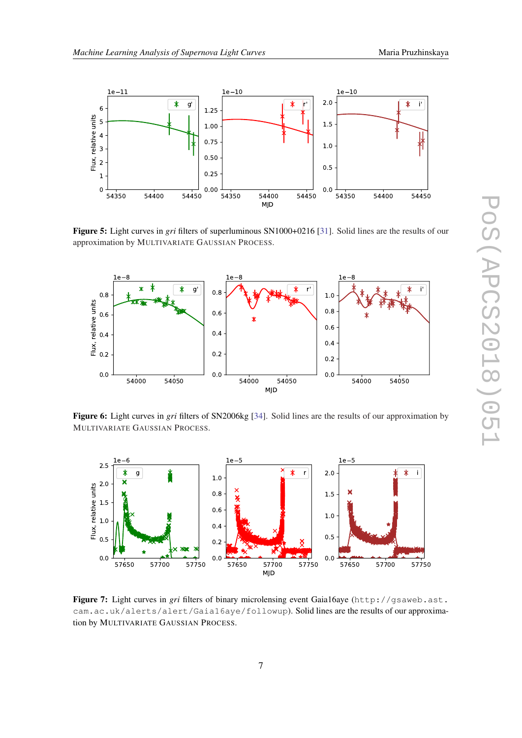**Figure 5:** Light curves in *gri* filters of superluminous SN1000+0216 [31]. Solid lines are the results of our approximation by MULTIVARIATE GAUSSIAN PROCESS.

**Figure 6:** Light curves in *gri* filters of SN2006kg [34]. Solid lines are the results of our approximation by MULTIVARIATE GAUSSIAN PROCESS.

**Figure 7:** Light curves in *gri* filters of binary microlensing event Gaia16aye (`http://gsaweb.ast.cam.ac.uk/alerts/alert/Gaia16aye/followup`). Solid lines are the results of our approximation by MULTIVARIATE GAUSSIAN PROCESS.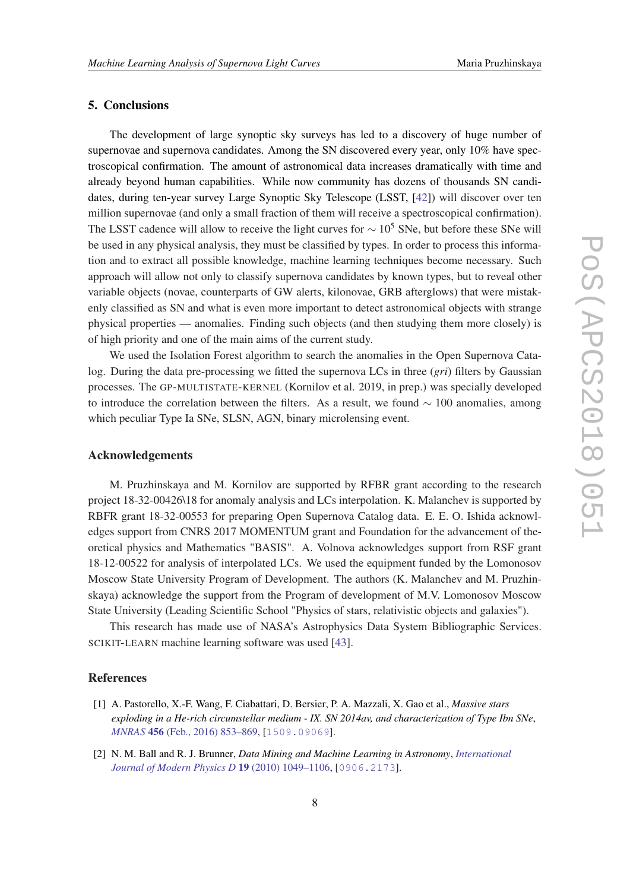## 5. Conclusions

The development of large synoptic sky surveys has led to a discovery of huge number of supernovae and supernova candidates. Among the SN discovered every year, only 10% have spectroscopical confirmation. The amount of astronomical data increases dramatically with time and already beyond human capabilities. While now community has dozens of thousands SN candidates, during ten-year survey Large Synoptic Sky Telescope (LSST, [42]) will discover over ten million supernovae (and only a small fraction of them will receive a spectroscopical confirmation). The LSST cadence will allow to receive the light curves for $\sim 10^5$ SNe, but before these SNe will be used in any physical analysis, they must be classified by types. In order to process this information and to extract all possible knowledge, machine learning techniques become necessary. Such approach will allow not only to classify supernova candidates by known types, but to reveal other variable objects (novae, counterparts of GW alerts, kilonovae, GRB afterglows) that were mistakenly classified as SN and what is even more important to detect astronomical objects with strange physical properties — anomalies. Finding such objects (and then studying them more closely) is of high priority and one of the main aims of the current study.

We used the Isolation Forest algorithm to search the anomalies in the Open Supernova Catalog. During the data pre-processing we fitted the supernova LCs in three (*gri*) filters by Gaussian processes. The GP-MULTISTATE-KERNEL (Kornilov et al. 2019, in prep.) was specially developed to introduce the correlation between the filters. As a result, we found $\sim 100$ anomalies, among which peculiar Type Ia SNe, SLSN, AGN, binary microlensing event.

### Acknowledgements

M. Pruzhinskaya and M. Kornilov are supported by RFBR grant according to the research project 18-32-00426\18 for anomaly analysis and LCs interpolation. K. Malanchev is supported by RBFR grant 18-32-00553 for preparing Open Supernova Catalog data. E. E. O. Ishida acknowledges support from CNRS 2017 MOMENTUM grant and Foundation for the advancement of theoretical physics and Mathematics "BASIS". A. Volnova acknowledges support from RSF grant 18-12-00522 for analysis of interpolated LCs. We used the equipment funded by the Lomonosov Moscow State University Program of Development. The authors (K. Malanchev and M. Pruzhinskaya) acknowledge the support from the Program of development of M.V. Lomonosov Moscow State University (Leading Scientific School "Physics of stars, relativistic objects and galaxies").

This research has made use of NASA's Astrophysics Data System Bibliographic Services. SCIKIT-LEARN machine learning software was used [43].

### References

[1] A. Pastorello, X.-F. Wang, F. Ciabattari, D. Bersier, P. A. Mazzali, X. Gao et al., *Massive stars exploding in a He-rich circumstellar medium - IX. SN 2014av, and characterization of Type Ibn SNe*, *MNRAS* **456** (Feb., 2016) 853–869, [1509.09069].

[2] N. M. Ball and R. J. Brunner, *Data Mining and Machine Learning in Astronomy*, *International Journal of Modern Physics D* **19** (2010) 1049–1106, [0906.2173].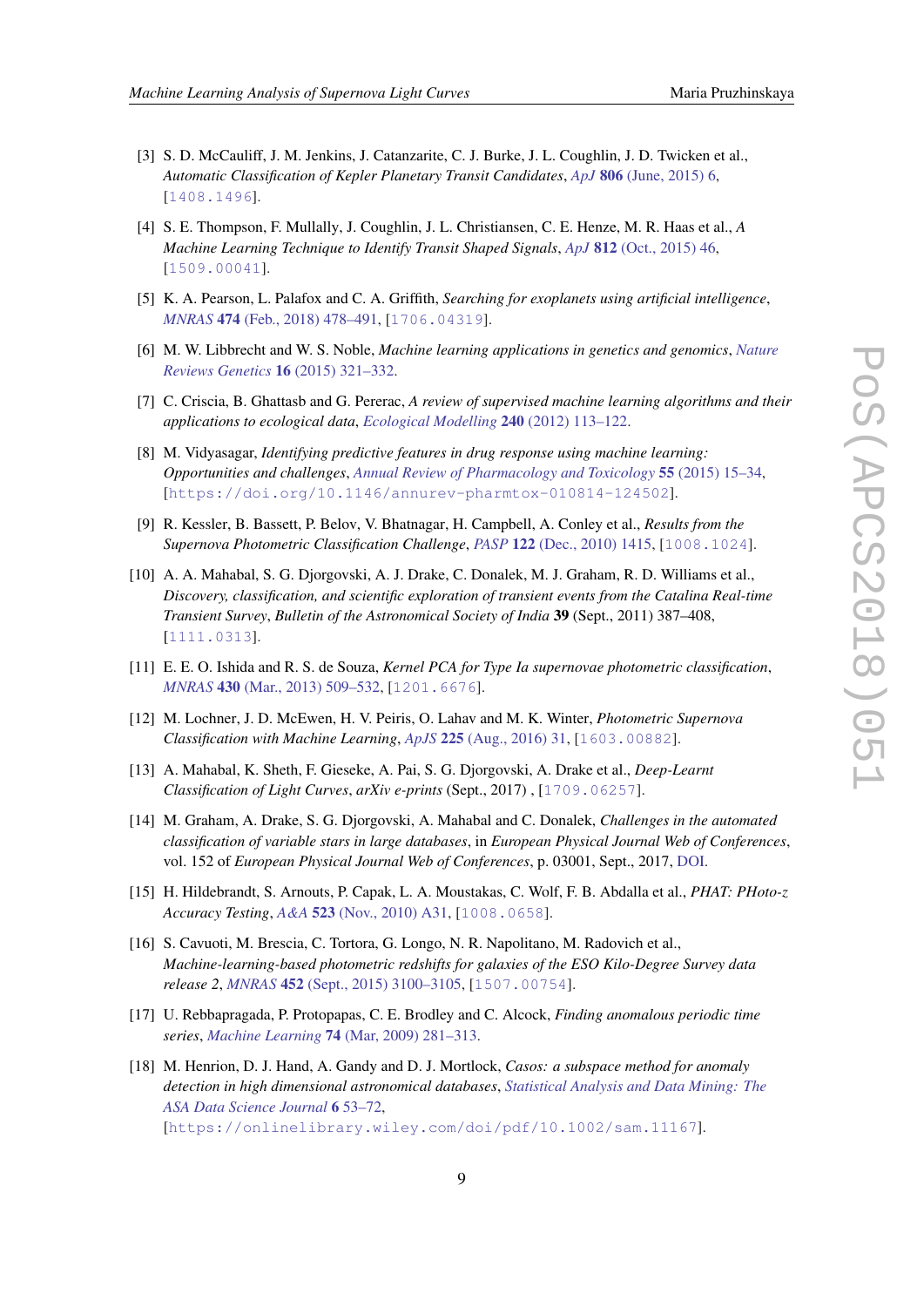[3] S. D. McCauliff, J. M. Jenkins, J. Catanzarite, C. J. Burke, J. L. Coughlin, J. D. Twicken et al., *Automatic Classification of Kepler Planetary Transit Candidates*, *ApJ* **806** (June, 2015) 6, [1408.1496].

[4] S. E. Thompson, F. Mullally, J. Coughlin, J. L. Christiansen, C. E. Henze, M. R. Haas et al., *A Machine Learning Technique to Identify Transit Shaped Signals*, *ApJ* **812** (Oct., 2015) 46, [1509.00041].

[5] K. A. Pearson, L. Palafox and C. A. Griffith, *Searching for exoplanets using artificial intelligence*, *MNRAS* **474** (Feb., 2018) 478–491, [1706.04319].

[6] M. W. Libbrecht and W. S. Noble, *Machine learning applications in genetics and genomics*, *Nature Reviews Genetics* **16** (2015) 321–332.

[7] C. Criscia, B. Ghattasb and G. Pererac, *A review of supervised machine learning algorithms and their applications to ecological data*, *Ecological Modelling* **240** (2012) 113–122.

[8] M. Vidyasagar, *Identifying predictive features in drug response using machine learning: Opportunities and challenges*, *Annual Review of Pharmacology and Toxicology* **55** (2015) 15–34, [https://doi.org/10.1146/annurev-pharmtox-010814-124502].

[9] R. Kessler, B. Bassett, P. Belov, V. Bhatnagar, H. Campbell, A. Conley et al., *Results from the Supernova Photometric Classification Challenge*, *PASP* **122** (Dec., 2010) 1415, [1008.1024].

[10] A. A. Mahabal, S. G. Djorgovski, A. J. Drake, C. Donalek, M. J. Graham, R. D. Williams et al., *Discovery, classification, and scientific exploration of transient events from the Catalina Real-time Transient Survey*, *Bulletin of the Astronomical Society of India* **39** (Sept., 2011) 387–408, [1111.0313].

[11] E. E. O. Ishida and R. S. de Souza, *Kernel PCA for Type Ia supernovae photometric classification*, *MNRAS* **430** (Mar., 2013) 509–532, [1201.6676].

[12] M. Lochner, J. D. McEwen, H. V. Peiris, O. Lahav and M. K. Winter, *Photometric Supernova Classification with Machine Learning*, *ApJS* **225** (Aug., 2016) 31, [1603.00882].

[13] A. Mahabal, K. Sheth, F. Gieseke, A. Pai, S. G. Djorgovski, A. Drake et al., *Deep-Learnt Classification of Light Curves*, *arXiv e-prints* (Sept., 2017) , [1709.06257].

[14] M. Graham, A. Drake, S. G. Djorgovski, A. Mahabal and C. Donalek, *Challenges in the automated classification of variable stars in large databases*, in *European Physical Journal Web of Conferences*, vol. 152 of *European Physical Journal Web of Conferences*, p. 03001, Sept., 2017, DOI.

[15] H. Hildebrandt, S. Arnouts, P. Capak, L. A. Moustakas, C. Wolf, F. B. Abdalla et al., *PHAT: PHoto-z Accuracy Testing*, *A&A* **523** (Nov., 2010) A31, [1008.0658].

[16] S. Cavuoti, M. Brescia, C. Tortora, G. Longo, N. R. Napolitano, M. Radovich et al., *Machine-learning-based photometric redshifts for galaxies of the ESO Kilo-Degree Survey data release 2*, *MNRAS* **452** (Sept., 2015) 3100–3105, [1507.00754].

[17] U. Rebbapragada, P. Protopapas, C. E. Brodley and C. Alcock, *Finding anomalous periodic time series*, *Machine Learning* **74** (Mar, 2009) 281–313.

[18] M. Henrion, D. J. Hand, A. Gandy and D. J. Mortlock, *Casos: a subspace method for anomaly detection in high dimensional astronomical databases*, *Statistical Analysis and Data Mining: The ASA Data Science Journal* **6** 53–72, [https://onlinelibrary.wiley.com/doi/pdf/10.1002/sam.11167].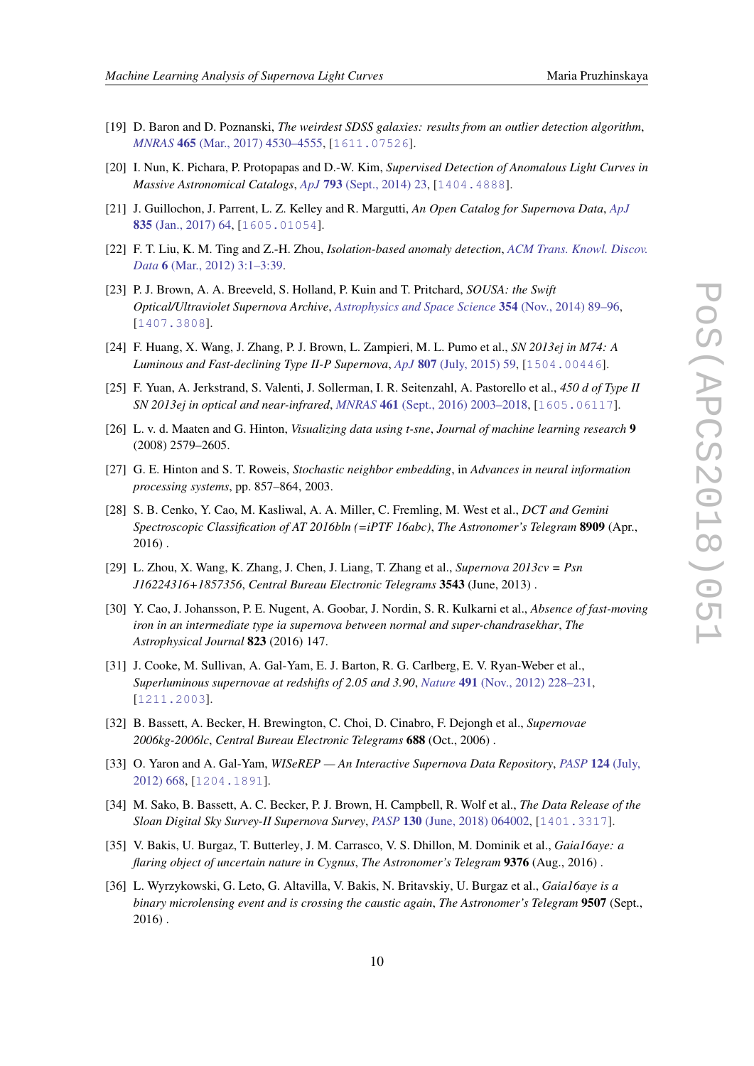[19] D. Baron and D. Poznanski, *The weirdest SDSS galaxies: results from an outlier detection algorithm*, *MNRAS* **465** (Mar., 2017) 4530–4555, [1611.07526].

[20] I. Nun, K. Pichara, P. Protopapas and D.-W. Kim, *Supervised Detection of Anomalous Light Curves in Massive Astronomical Catalogs*, *ApJ* **793** (Sept., 2014) 23, [1404.4888].

[21] J. Guillochon, J. Parrent, L. Z. Kelley and R. Margutti, *An Open Catalog for Supernova Data*, *ApJ* **835** (Jan., 2017) 64, [1605.01054].

[22] F. T. Liu, K. M. Ting and Z.-H. Zhou, *Isolation-based anomaly detection*, *ACM Trans. Knowl. Discov. Data* **6** (Mar., 2012) 3:1–3:39.

[23] P. J. Brown, A. A. Breeveld, S. Holland, P. Kuin and T. Pritchard, *SOUSA: the Swift Optical/Ultraviolet Supernova Archive*, *Astrophysics and Space Science* **354** (Nov., 2014) 89–96, [1407.3808].

[24] F. Huang, X. Wang, J. Zhang, P. J. Brown, L. Zampieri, M. L. Pumo et al., *SN 2013ej in M74: A Luminous and Fast-declining Type II-P Supernova*, *ApJ* **807** (July, 2015) 59, [1504.00446].

[25] F. Yuan, A. Jerkstrand, S. Valenti, J. Sollerman, I. R. Seitenzahl, A. Pastorello et al., *450 d of Type II SN 2013ej in optical and near-infrared*, *MNRAS* **461** (Sept., 2016) 2003–2018, [1605.06117].

[26] L. v. d. Maaten and G. Hinton, *Visualizing data using t-sne*, *Journal of machine learning research* **9** (2008) 2579–2605.

[27] G. E. Hinton and S. T. Roweis, *Stochastic neighbor embedding*, in *Advances in neural information processing systems*, pp. 857–864, 2003.

[28] S. B. Cenko, Y. Cao, M. Kasliwal, A. A. Miller, C. Fremling, M. West et al., *DCT and Gemini Spectroscopic Classification of AT 2016bln (=iPTF 16abc)*, *The Astronomer's Telegram* **8909** (Apr., 2016) .

[29] L. Zhou, X. Wang, K. Zhang, J. Chen, J. Liang, T. Zhang et al., *Supernova 2013cv = Psn J16224316+1857356*, *Central Bureau Electronic Telegrams* **3543** (June, 2013) .

[30] Y. Cao, J. Johansson, P. E. Nugent, A. Goobar, J. Nordin, S. R. Kulkarni et al., *Absence of fast-moving iron in an intermediate type ia supernova between normal and super-chandrasekhar*, *The Astrophysical Journal* **823** (2016) 147.

[31] J. Cooke, M. Sullivan, A. Gal-Yam, E. J. Barton, R. G. Carlberg, E. V. Ryan-Weber et al., *Superluminous supernovae at redshifts of 2.05 and 3.90*, *Nature* **491** (Nov., 2012) 228–231, [1211.2003].

[32] B. Bassett, A. Becker, H. Brewington, C. Choi, D. Cinabro, F. Dejongh et al., *Supernovae 2006kg-2006lc*, *Central Bureau Electronic Telegrams* **688** (Oct., 2006) .

[33] O. Yaron and A. Gal-Yam, *WISeREP — An Interactive Supernova Data Repository*, *PASP* **124** (July, 2012) 668, [1204.1891].

[34] M. Sako, B. Bassett, A. C. Becker, P. J. Brown, H. Campbell, R. Wolf et al., *The Data Release of the Sloan Digital Sky Survey-II Supernova Survey*, *PASP* **130** (June, 2018) 064002, [1401.3317].

[35] V. Bakis, U. Burgaz, T. Butterley, J. M. Carrasco, V. S. Dhillon, M. Dominik et al., *Gaia16aye: a flaring object of uncertain nature in Cygnus*, *The Astronomer's Telegram* **9376** (Aug., 2016) .

[36] L. Wyrzykowski, G. Leto, G. Altavilla, V. Bakis, N. Britavskiy, U. Burgaz et al., *Gaia16aye is a binary microlensing event and is crossing the caustic again*, *The Astronomer's Telegram* **9507** (Sept., 2016) .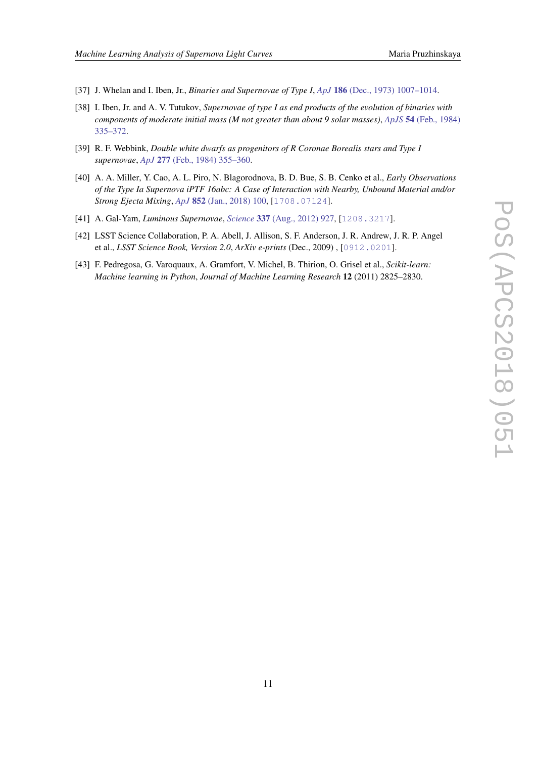[37] J. Whelan and I. Iben, Jr., *Binaries and Supernovae of Type I*, *ApJ* **186** (Dec., 1973) 1007–1014.

[38] I. Iben, Jr. and A. V. Tutukov, *Supernovae of type I as end products of the evolution of binaries with components of moderate initial mass (M not greater than about 9 solar masses)*, *ApJS* **54** (Feb., 1984) 335–372.

[39] R. F. Webbink, *Double white dwarfs as progenitors of R Coronae Borealis stars and Type I supernovae*, *ApJ* **277** (Feb., 1984) 355–360.

[40] A. A. Miller, Y. Cao, A. L. Piro, N. Blagorodnova, B. D. Bue, S. B. Cenko et al., *Early Observations of the Type Ia Supernova iPTF 16abc: A Case of Interaction with Nearby, Unbound Material and/or Strong Ejecta Mixing*, *ApJ* **852** (Jan., 2018) 100, [1708.07124].

[41] A. Gal-Yam, *Luminous Supernovae*, *Science* **337** (Aug., 2012) 927, [1208.3217].

[42] LSST Science Collaboration, P. A. Abell, J. Allison, S. F. Anderson, J. R. Andrew, J. R. P. Angel et al., *LSST Science Book, Version 2.0*, *ArXiv e-prints* (Dec., 2009) , [0912.0201].

[43] F. Pedregosa, G. Varoquaux, A. Gramfort, V. Michel, B. Thirion, O. Grisel et al., *Scikit-learn: Machine learning in Python*, *Journal of Machine Learning Research* **12** (2011) 2825–2830.